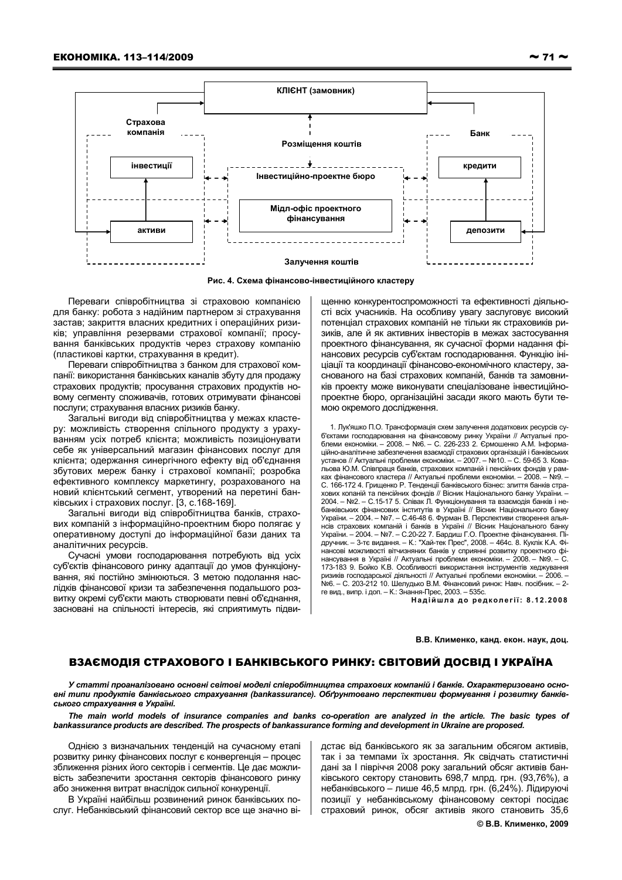КЛІЄНТ (замовник)

Страхова компанія

Розміщення коштів

Банк

інвестиції

Інвестиційно-проектне бюро

кредити

Мідл-офіс проектного фінансування

активи

депозити

Залучення коштів

**Рис. 4. Схема фінансово-інвестиційного кластеру**

Переваги співробітництва зі страховою компанією для банку: робота з надійним партнером зі страхування застав; закриття власних кредитних і операційних ризиків; управління резервами страхової компанії; просування банківських продуктів через страхову компанію (пластикові картки, страхування в кредит).

Переваги співробітництва з банком для страхової компанії: використання банківських каналів збуту для продажу страхових продуктів; просування страхових продуктів новому сегменту споживачів, готових отримувати фінансові послуги; страхування власних ризиків банку.

Загальні вигоди від співробітництва у межах кластеру: можливість створення спільного продукту з урахуванням усіх потреб клієнта; можливість позиціонувати себе як універсальний магазин фінансових послуг для клієнта; одержання синергічного ефекту від об'єднання збутових мереж банку і страхової компанії; розробка ефективного комплексу маркетингу, розрахованого на новий клієнтський сегмент, утворений на перетині банківських і страхових послуг. [3, с.168-169].

Загальні вигоди від співробітництва банків, страхових компаній з інформаційно-проектним бюро полягає у оперативному доступі до інформаційної бази даних та аналітичних ресурсів.

Сучасні умови господарювання потребують від усіх суб'єктів фінансового ринку адаптації до умов функціонування, які постійно змінюються. З метою подолання наслідків фінансової кризи та забезпечення подальшого розвитку окремі суб'єкти мають створювати певні об'єднання, засновані на спільності інтересів, які сприятимуть підвищенню конкурентоспроможності та ефективності діяльності всіх учасників. На особливу увагу заслуговує високий потенціал страхових компаній не тільки як страховиків ризиків, але й як активних інвесторів в межах застосування проектного фінансування, як сучасної форми надання фінансових ресурсів суб'єктам господарювання. Функцію ініціації та координації фінансово-економічного кластеру, заснованого на базі страхових компаній, банків та замовників проекту може виконувати спеціалізоване інвестиційно-проектне бюро, організаційні засади якого мають бути темою окремого дослідження.

1. Лук'яшко П.О. Трансформація схем залучення додаткових ресурсів суб'єктами господарювання на фінансовому ринку України // Актуальні проблеми економіки. – 2008. – №6. – С. 226-233 2. Єрмошенко А.М. Інформаційно-аналітичне забезпечення взаємодії страхових організацій і банківських установ // Актуальні проблеми економіки. – 2007. – №10. – С. 59-65 3. Ковальова Ю.М. Співпраця банків, страхових компаній і пенсійних фондів у рамках фінансового кластера // Актуальні проблеми економіки. – 2008. – №9. – С. 166-172 4. Гриценко Р. Тенденції банківського бізнес: злиття банків страхових копаній та пенсійних фондів // Вісник Національного банку України. – 2004. – №2. – С.15-17 5. Співак Л. Функціонування та взаємодія банків і небанківських фінансових інститутів в Україні // Вісник Національного банку України. – 2004. – №7. – С.46-48 6. Фурман В. Перспективи створення альянсів страхових компаній і банків в Україні // Вісник Національного банку України. – 2004. – №7. – С.20-22 7. Бардиш Г.О. Проектне фінансування. Підручник. – 3-тє видання. – К.: "Хай-тек Прес", 2008. – 464с. 8. Куклік К.А. Фінансові можливості вітчизняних банків у сприянні розвитку проектного фінансування в Україні // Актуальні проблеми економіки. – 2008. – №9. – С. 173-183 9. Бойко К.В. Особливості використання інструментів хеджування ризиків господарської діяльності // Актуальні проблеми економіки. – 2006. – №6. – С. 203-212 10. Шелудько В.М. Фінансовий ринок: Навч. посібник. – 2-ге вид., випр. і доп. – К.: Знання-Прес, 2003. – 535с.

**Надійшла до редколегії: 8.12.2008**

**В.В. Клименко, канд. екон. наук, доц.**

## ВЗАЄМОДІЯ СТРАХОВОГО І БАНКІВСЬКОГО РИНКУ: СВІТОВИЙ ДОСВІД І УКРАЇНА

***У статті проаналізовано основні світові моделі співробітництва страхових компаній і банків. Охарактеризовано основні типи продуктів банківського страхування (bankassurance). Обґрунтовано перспективи формування і розвитку банківського страхування в Україні.***

***The main world models of insurance companies and banks co-operation are analyzed in the article. The basic types of bankassurance products are described. The prospects of bankassurance forming and development in Ukraine are proposed.***

Однією з визначальних тенденцій на сучасному етапі розвитку ринку фінансових послуг є конвергенція – процес зближення різних його секторів і сегментів. Це дає можливість забезпечити зростання секторів фінансового ринку або зниження витрат внаслідок сильної конкуренції.

В Україні найбільш розвинений ринок банківських послуг. Небанківський фінансовий сектор все ще значно відстає від банківського як за загальним обсягом активів, так і за темпами їх зростання. Як свідчать статистичні дані за І півріччя 2008 року загальний обсяг активів банківського сектору становить 698,7 млрд. грн. (93,76%), а небанківського – лише 46,5 млрд. грн. (6,24%). Лідируючі позиції у небанківському фінансовому секторі посідає страховий ринок, обсяг активів якого становить 35,6

© В.В. Клименко, 2009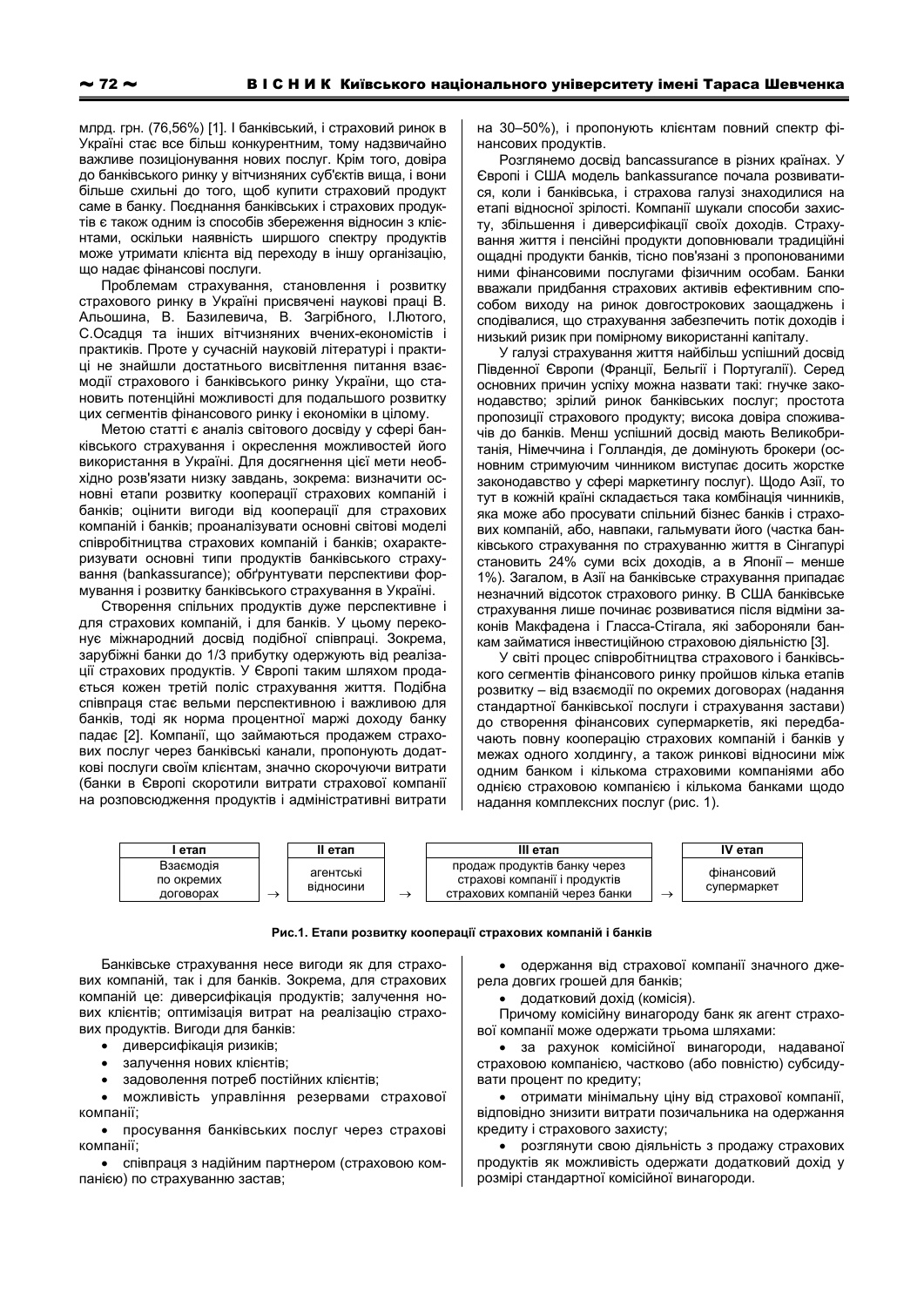млрд. грн. (76,56%) [1]. І банківський, і страховий ринок в Україні стає все більш конкурентним, тому надзвичайно важливе позиціонування нових послуг. Крім того, довіра до банківського ринку у вітчизняних суб'єктів вища, і вони більше схильні до того, щоб купити страховий продукт саме в банку. Поєднання банківських і страхових продуктів є також одним із способів збереження відносин з клієнтами, оскільки наявність ширшого спектру продуктів може утримати клієнта від переходу в іншу організацію, що надає фінансові послуги.

Проблемам страхування, становлення і розвитку страхового ринку в Україні присвячені наукові праці В. Альошина, В. Базилевича, В. Загрібного, І.Лютого, С.Осадця та інших вітчизняних вчених-економістів і практиків. Проте у сучасній науковій літературі і практиці не знайшли достатнього висвітлення питання взаємодії страхового і банківського ринку України, що становить потенційні можливості для подальшого розвитку цих сегментів фінансового ринку і економіки в цілому.

Метою статті є аналіз світового досвіду у сфері банківського страхування і окреслення можливостей його використання в Україні. Для досягнення цієї мети необхідно розв'язати низку завдань, зокрема: визначити основні етапи розвитку кооперації страхових компаній і банків; оцінити вигоди від кооперації для страхових компаній і банків; проаналізувати основні світові моделі співробітництва страхових компаній і банків; охарактеризувати основні типи продуктів банківського страхування (bankassurance); обґрунтувати перспективи формування і розвитку банківського страхування в Україні.

Створення спільних продуктів дуже перспективне і для страхових компаній, і для банків. У цьому переконує міжнародний досвід подібної співпраці. Зокрема, зарубіжні банки до 1/3 прибутку одержують від реалізації страхових продуктів. У Європі таким шляхом продається кожен третій поліс страхування життя. Подібна співпраця стає вельми перспективною і важливою для банків, тоді як норма процентної маржі доходу банку падає [2]. Компанії, що займаються продажем страхових послуг через банківські канали, пропонують додаткові послуги своїм клієнтам, значно скорочуючи витрати (банки в Європі скоротили витрати страхової компанії на розповсюдження продуктів і адміністративні витрати на 30–50%), і пропонують клієнтам повний спектр фінансових продуктів.

Розглянемо досвід bancassurance в різних країнах. У Європі і США модель bankassurance почала розвиватися, коли і банківська, і страхова галузі знаходилися на етапі відносної зрілості. Компанії шукали способи захисту, збільшення і диверсифікації своїх доходів. Страхування життя і пенсійні продукти доповнювали традиційні ощадні продукти банків, тісно пов'язані з пропонованими ними фінансовими послугами фізичним особам. Банки вважали придбання страхових активів ефективним способом виходу на ринок довгострокових заощаджень і сподівалися, що страхування забезпечить потік доходів і низький ризик при помірному використанні капіталу.

У галузі страхування життя найбільш успішний досвід Південної Європи (Франції, Бельгії і Португалії). Серед основних причин успіху можна назвати такі: гнучке законодавство; зрілий ринок банківських послуг; простота пропозиції страхового продукту; висока довіра споживачів до банків. Менш успішний досвід мають Великобританія, Німеччина і Голландія, де домінують брокери (основним стримуючим чинником виступає досить жорстке законодавство у сфері маркетингу послуг). Щодо Азії, то тут в кожній країні складається така комбінація чинників, яка може або просувати спільний бізнес банків і страхових компаній, або, навпаки, гальмувати його (частка банківського страхування по страхуванню життя в Сінгапурі становить 24% суми всіх доходів, а в Японії – менше 1%). Загалом, в Азії на банківське страхування припадає незначний відсоток страхового ринку. В США банківське страхування лише починає розвиватися після відміни законів Макфадена і Гласса-Стігала, які забороняли банкам займатися інвестиційною страховою діяльністю [3].

У світі процес співробітництва страхового і банківського сегментів фінансового ринку пройшов кілька етапів розвитку – від взаємодії по окремих договорах (надання стандартної банківської послуги і страхування застави) до створення фінансових супермаркетів, які передбачають повну кооперацію страхових компаній і банків у межах одного холдингу, а також ринкові відносини між одним банком і кількома страховими компаніями або однією страховою компанією і кількома банками щодо надання комплексних послуг (рис. 1).

| І етап | | ІІ етап | | ІІІ етап | | IV етап |
|---|---|---|---|---|---|---|
| Взаємодія по окремих договорах | → | агентські відносини | → | продаж продуктів банку через страхові компанії і продуктів страхових компаній через банки | → | фінансовий супермаркет |

**Рис.1. Етапи розвитку кооперації страхових компаній і банків**

Банківське страхування несе вигоди як для страхових компаній, так і для банків. Зокрема, для страхових компаній це: диверсифікація продуктів; залучення нових клієнтів; оптимізація витрат на реалізацію страхових продуктів. Вигоди для банків:

- диверсифікація ризиків;
- залучення нових клієнтів;
- задоволення потреб постійних клієнтів;
- можливість управління резервами страхової компанії;
- просування банківських послуг через страхові компанії;
- співпраця з надійним партнером (страховою компанією) по страхуванню застав;
- одержання від страхової компанії значного джерела довгих грошей для банків;
- додатковий дохід (комісія).

Причому комісійну винагороду банк як агент страхової компанії може одержати трьома шляхами:

- за рахунок комісійної винагороди, надаваної страховою компанією, частково (або повністю) субсидувати процент по кредиту;
- отримати мінімальну ціну від страхової компанії, відповідно знизити витрати позичальника на одержання кредиту і страхового захисту;
- розглянути свою діяльність з продажу страхових продуктів як можливість одержати додатковий дохід у розмірі стандартної комісійної винагороди.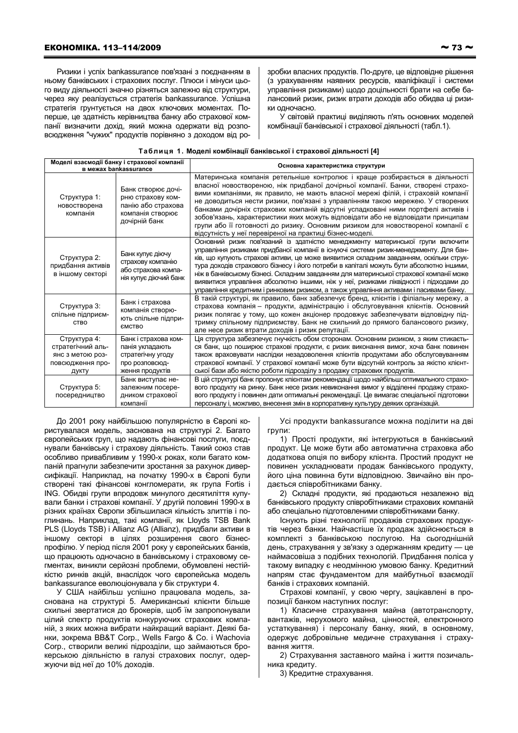Ризики і успіх bankassurance пов'язані з поєднанням в ньому банківських і страхових послуг. Плюси і мінуси цього виду діяльності значно різняться залежно від структури, через яку реалізується стратегія bankassurance. Успішна стратегія грунтується на двох ключових моментах. По-перше, це здатність керівництва банку або страхової компанії визначити дохід, який можна одержати від розповсюдження "чужих" продуктів порівняно з доходом від розробки власних продуктів. По-друге, це відповідне рішення (з урахуванням наявних ресурсів, кваліфікації і системи управління ризиками) щодо доцільності брати на себе балансовий ризик, ризик втрати доходів або обидва ці ризики одночасно.

У світовій практиці виділяють п'ять основних моделей комбінації банківської і страхової діяльності (табл.1).

**Таблиця 1. Моделі комбінації банківської і страхової діяльності [4]**

| Моделі взаємодії банку і страхової компанії в межах bankassurance | | Основна характеристика структури |
|---|---|---|
| Структура 1: новостворена компанія | Банк створює дочірню страхову компанію або страхова компанія створює дочірній банк | Материнська компанія ретельніше контролює і краще розбирається в діяльності власної новоствореної, ніж придбаної дочірньої компанії. Банки, створені страховими компаніями, як правило, не мають власної мережі філій, і страховій компанії не доводиться нести ризики, пов'язані з управлінням такою мережею. У створених банками дочірніх страхових компаній відсутні успадковані ними портфелі активів і зобов'язань, характеристики яких можуть відповідати або не відповідати принципам групи або її готовності до ризику. Основним ризиком для новоствореної компанії є відсутність у неї перевіреної на практиці бізнес-моделі. |
| Структура 2: придбання активів в іншому секторі | Банк купує діючу страхову компанію або страхова компанія купує діючий банк | Основний ризик пов'язаний із здатністю менеджменту материнської групи включити управління ризиками придбаної компанії в існуючі системи ризик-менеджменту. Для банків, що купують страхові активи, це може виявитися складним завданням, оскільки структура доходів страхового бізнесу і його потреби в капіталі можуть бути абсолютно іншими, ніж в банківському бізнесі. Складним завданням для материнської страхової компанії може виявитися управління абсолютно іншими, ніж у неї, ризиками ліквідності і підходами до управління кредитним і ринковим ризиком, а також управління активами і пасивами банку. |
| Структура 3: спільне підприємство | Банк і страхова компанія створюють спільне підприємство | В такій структурі, як правило, банк забезпечує бренд, клієнтів і філіальну мережу, а страхова компанія – продукти, адміністрацію і обслуговування клієнтів. Основний ризик полягає у тому, що кожен акціонер продовжує забезпечувати відповідну підтримку спільному підприємству. Банк не схильний до прямого балансового ризику, але несе ризик втрати доходів і ризик репутації. |
| Структура 4: стратегічний альянс з метою розповсюдження продукту | Банк і страхова компанія укладають стратегічну угоду про розповсюдження продуктів | Ця структура забезпечує гнучкість обом сторонам. Основним ризиком, з яким стикається банк, що поширює страхові продукти, є ризик виконання вимог, хоча банк повинен також враховувати наслідки незадоволення клієнтів продуктами або обслуговуванням страхової компанії. У страхової компанії може бути відсутній контроль за якістю клієнтської бази або якістю роботи підрозділу з продажу страхових продуктів. |
| Структура 5: посередництво | Банк виступає незалежним посередником страхової компанії | В цій структурі банк пропонує клієнтам рекомендації щодо найбільш оптимального страхового продукту на ринку. Банк несе ризик невиконання вимог у відділенні продажу страхового продукту і повинен дати оптимальні рекомендації. Це вимагає спеціальної підготовки персоналу і, можливо, внесення змін в корпоративну культуру деяких організацій. |

До 2001 року найбільшою популярністю в Європі користувалася модель, заснована на структурі 2. Багато європейських груп, що надають фінансові послуги, поєднували банківську і страхову діяльність. Такий союз став особливо привабливим у 1990-х роках, коли багато компаній прагнули забезпечити зростання за рахунок диверсифікації. Наприклад, на початку 1990-х в Європі були створені такі фінансові конгломерати, як група Fortis і ING. Обидві групи впродовж минулого десятиліття купували банки і страхові компанії. У другій половині 1990-х в різних країнах Європи збільшилася кількість злиттів і поглинань. Наприклад, такі компанії, як Lloyds TSB Bank PLS (Lloyds TSB) і Allianz AG (Allianz), придбали активи в іншому секторі в цілях розширення свого бізнес-профілю. У період після 2001 року у європейських банків, що працюють одночасно в банківському і страховому сегментах, виникли серйозні проблеми, обумовлені нестійкістю ринків акцій, внаслідок чого європейська модель bankassurance еволюціонувала у бік структури 4.

У США найбільш успішно працювала модель, заснована на структурі 5. Американські клієнти більше схильні звертатися до брокерів, щоб їм запропонували цілий спектр продуктів конкуруючих страхових компаній, з яких можна вибрати найкращий варіант. Деякі банки, зокрема BB&T Corp., Wells Fargo & Co. і Wachovia Corp., створили великі підрозділи, що займаються брокерською діяльністю в галузі страхових послуг, одержуючи від неї до 10% доходів.

Усі продукти bankassurance можна поділити на дві групи:

1) Прості продукти, які інтегруються в банківський продукт. Це може бути або автоматична страховка або додаткова опція по вибору клієнта. Простий продукт не повинен ускладнювати продаж банківського продукту, його ціна повинна бути відповідною. Звичайно він продається співробітниками банку.

2) Складні продукти, які продаються незалежно від банківського продукту співробітниками страхових компаній або спеціально підготовленими співробітниками банку.

Існують різні технології продажів страхових продуктів через банки. Найчастіше їх продаж здійснюється в комплекті з банківською послугою. На сьогоднішній день, страхування у зв'язку з одержанням кредиту — це наймасовіша з подібних технологій. Придбання поліса у такому випадку є неодмінною умовою банку. Кредитний напрям стає фундаментом для майбутньої взаємодії банків і страхових компаній.

Страхові компанії, у свою чергу, зацікавлені в пропозиції банком наступних послуг:

1) Класичне страхування майна (автотранспорту, вантажів, нерухомого майна, цінностей, електронного устаткування) і персоналу банку, який, в основному, одержує добровільне медичне страхування і страхування життя.

2) Страхування заставного майна і життя позичальника кредиту.

3) Кредитне страхування.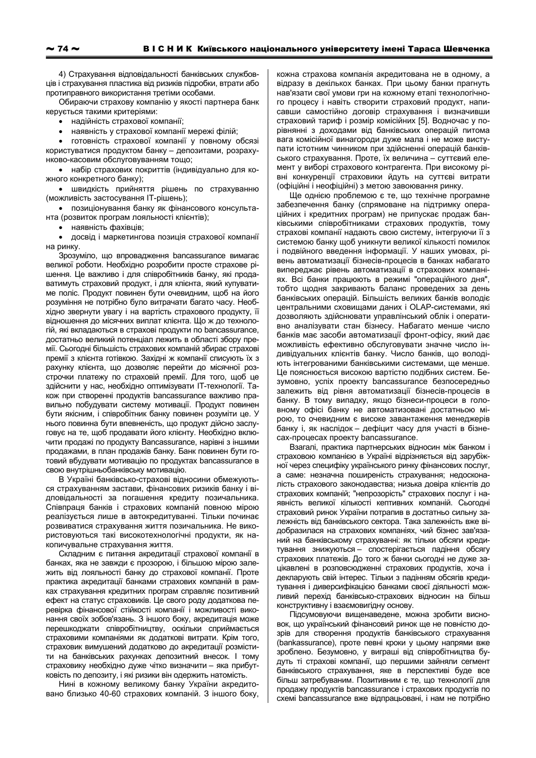4) Страхування відповідальності банківських службовців і страхування пластика від ризиків підробки, втрати або протиправного використання третіми особами.

Обираючи страхову компанію у якості партнера банк керується такими критеріями:

- надійність страхової компанії;
- наявність у страхової компанії мережі філій;
- готовність страхової компанії у повному обсязі користуватися продуктом банку – депозитами, розрахунково-касовим обслуговуванням тощо;
- набір страхових покриттів (індивідуально для кожного конкретного банку);
- швидкість прийняття рішень по страхуванню (можливість застосування IT-рішень);
- позиціонування банку як фінансового консультанта (розвиток програм лояльності клієнтів);
- наявність фахівців;
- досвід і маркетингова позиція страхової компанії на ринку.

Зрозуміло, що впровадження bancassurance вимагає великої роботи. Необхідно розробити просте страхове рішення. Це важливо і для співробітників банку, які продаватимуть страховий продукт, і для клієнта, який купуватиме поліс. Продукт повинен бути очевидним, щоб на його розуміння не потрібно було витрачати багато часу. Необхідно звернути увагу і на вартість страхового продукту, її відношення до місячних виплат клієнта. Що ж до технологій, які вкладаються в страхові продукти по bancassurance, достатньо великий потенціал лежить в області збору премії. Сьогодні більшість страхових компаній збирає страхові премії з клієнта готівкою. Західні ж компанії списують їх з рахунку клієнта, що дозволяє перейти до місячної розстрочки платежу по страховій премії. Для того, щоб це здійснити у нас, необхідно оптимізувати IT-технології. Також при створенні продуктів bancassurance важливо правильно побудувати систему мотивації. Продукт повинен бути якісним, і співробітник банку повинен розуміти це. У нього повинна бути впевненість, що продукт дійсно заслуговує на те, щоб продавати його клієнту. Необхідно включити продажі по продукту Bancassurance, нарівні з іншими продажами, в план продажів банку. Банк повинен бути готовий вбудувати мотивацію по продуктах bancassurance в свою внутрішньобанківську мотивацію.

В Україні банківсько-страхові відносини обмежуються страхуванням застави, фінансових ризиків банку і відповідальності за погашення кредиту позичальника. Співпраця банків і страхових компаній повною мірою реалізується лише в автокредитуванні. Тільки починає розвиватися страхування життя позичальника. Не використовуються такі високотехнологічні продукти, як накопичувальне страхування життя.

Складним є питання акредитації страхової компанії в банках, яка не завжди є прозорою, і більшою мірою залежить від лояльності банку до страхової компанії. Проте практика акредитації банками страхових компаній в рамках страхування кредитних програм справляє позитивний ефект на статус страховиків. Це свого роду додаткова перевірка фінансової стійкості компанії і можливості виконання своїх зобов'язань. З іншого боку, акредитація може перешкоджати співробітництву, оскільки сприймається страховими компаніями як додаткові витрати. Крім того, страховик вимушений додатково до акредитації розмістити на банківських рахунках депозитний внесок. І тому страховику необхідно дуже чітко визначити – яка прибутковість по депозиту, і які ризики він одержить натомість.

Нині в кожному великому банку України акредитовано близько 40-60 страхових компаній. З іншого боку, кожна страхова компанія акредитована не в одному, а відразу в декількох банках. При цьому банки прагнуть нав'язати свої умови гри на кожному етапі технологічного процесу і навіть створити страховий продукт, написавши самостійно договір страхування і визначивши страховий тариф і розмір комісійних [5]. Водночас у порівнянні з доходами від банківських операцій питома вага комісійної винагороди дуже мала і не може виступати істотним чинником при здійсненні операцій банківського страхування. Проте, їх величина – суттєвий елемент у виборі страхового контрагента. При високому рівні конкуренції страховики йдуть на суттєві витрати (офіційні і неофіційні) з метою завоювання ринку.

Ще однією проблемою є те, що технічне програмне забезпечення банку (спрямоване на підтримку операційних і кредитних програм) не припускає продаж банківськими співробітниками страхових продуктів, тому страхові компанії надають свою систему, інтегруючи її з системою банку щоб уникнути великої кількості помилок і подвійного введення інформації. У наших умовах, рівень автоматизації бізнесів-процесів в банках набагато випереджає рівень автоматизації в страхових компаніях. Всі банки працюють в режимі "операційного дня", тобто щодня закривають баланс проведених за день банківських операцій. Більшість великих банків володіє центральними сховищами даних і OLAP-системами, які дозволяють здійснювати управлінський облік і оперативно аналізувати стан бізнесу. Набагато менше число банків має засоби автоматизації фронт-офісу, який дає можливість ефективно обслуговувати значне число індивідуальних клієнтів банку. Число банків, що володіють інтегрованими банківськими системами, ще менше. Це пояснюється високою вартістю подібних систем. Безумовно, успіх проекту bancassurance безпосередньо залежить від рівня автоматизації бізнесів-процесів в банку. В тому випадку, якщо бізнеси-процеси в головному офісі банку не автоматизовані достатньою мірою, то очевидним є високе завантаження менеджерів банку і, як наслідок – дефіцит часу для участі в бізнесах-процесах проекту bancassurance.

Взагалі, практика партнерських відносин між банком і страховою компанією в Україні відрізняється від зарубіжної через специфіку українського ринку фінансових послуг, а саме: незначна поширеність страхування; недосконалість страхового законодавства; низька довіра клієнтів до страхових компаній; "непрозорість" страхових послуг і наявність великої кількості кептивних компаній. Сьогодні страховий ринок України потрапив в достатньо сильну залежність від банківського сектора. Така залежність вже відобразилася на страхових компаніях, чий бізнес зав'язаний на банківському страхуванні: як тільки обсяги кредитування знижуються – спостерігається падіння обсягу страхових платежів. До того ж банки сьогодні не дуже зацікавлені в розповсюдженні страхових продуктів, хоча і декларують свій інтерес. Тільки з падінням обсягів кредитування і диверсифікацією банками своєї діяльності можливий перехід банківсько-страхових відносин на більш конструктивну і взаємовигідну основу.

Підсумовуючи вищенаведене, можна зробити висновок, що український фінансовий ринок ще не повністю дозрів для створення продуктів банківського страхування (bankassurance), проте певні кроки у цьому напрямі вже зроблено. Безумовно, у виграші від співробітництва будуть ті страхові компанії, що першими зайняли сегмент банківського страхування, яке в перспективі буде все більш затребуваним. Позитивним є те, що технології для продажу продуктів bancassurance і страхових продуктів по схемі bancassurance вже відпрацьовані, і нам не потрібно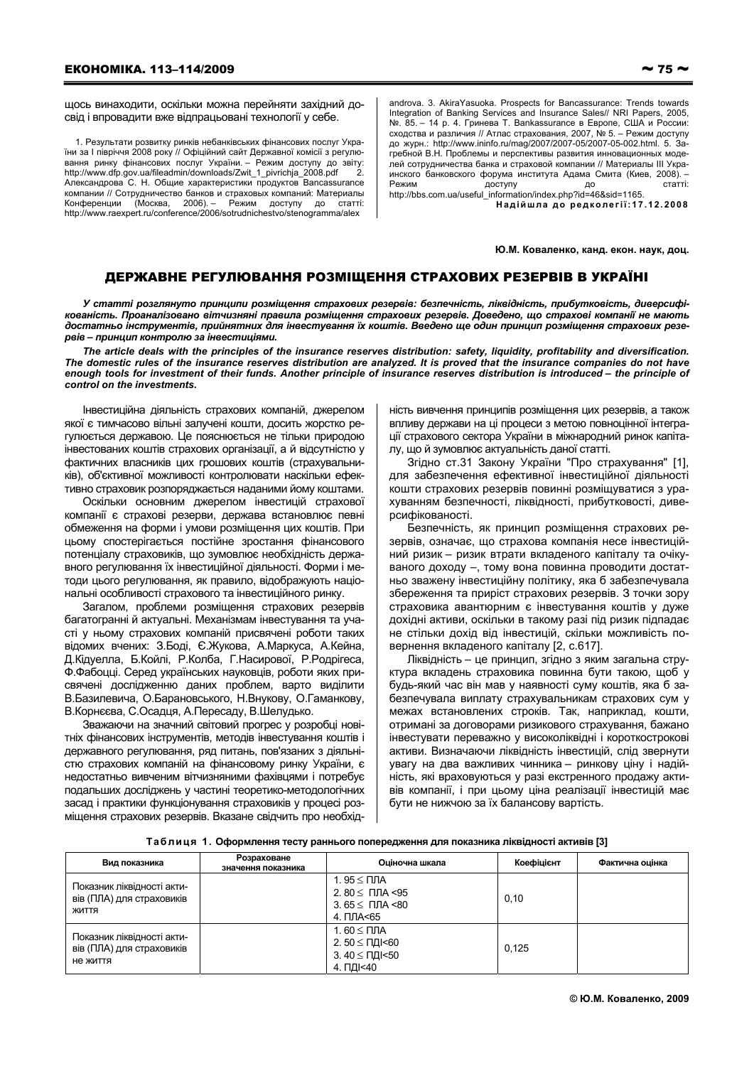щось винаходити, оскільки можна перейняти західний досвід і впровадити вже відпрацьовані технології у себе.

1. Результати розвитку ринків небанківських фінансових послуг України за I півріччя 2008 року // Офіційний сайт Державної комісії з регулювання ринку фінансових послуг України. – Режим доступу до звіту: http://www.dfp.gov.ua/fileadmin/downloads/Zwit_1_pivrichja_2008.pdf 2. Александрова С. Н. Общие характеристики продуктов Bancassurance компании // Сотрудничество банков и страховых компаний: Материалы Конференции (Москва, 2006). – Режим доступу до статті: http://www.raexpert.ru/conference/2006/sotrudnichestvo/stenogramma/alexandrova. 3. AkiraYasuoka. Prospects for Bancassurance: Trends towards Integration of Banking Services and Insurance Sales// NRI Papers, 2005, №. 85. – 14 p. 4. Гринева Т. Bankassurance в Европе, США и России: сходства и различия // Атлас страхования, 2007, № 5. – Режим доступу до журн.: http://www.ininfo.ru/mag/2007/2007-05/2007-05-002.html. 5. Загребной В.Н. Проблемы и перспективы развития инновационных моделей сотрудничества банка и страховой компании // Материалы III Украинского банковского форума института Адама Смита (Киев, 2008). – Режим доступу до статті: http://bbs.com.ua/useful_information/index.php?id=46&sid=1165.

Надійшла до редколегії:17.12.2008

**Ю.М. Коваленко, канд. екон. наук, доц.**

# ДЕРЖАВНЕ РЕГУЛЮВАННЯ РОЗМІЩЕННЯ СТРАХОВИХ РЕЗЕРВІВ В УКРАЇНІ

***У статті розглянуто принципи розміщення страхових резервів: безпечність, ліквідність, прибутковість, диверсифікованість. Проаналізовано вітчизняні правила розміщення страхових резервів. Доведено, що страхові компанії не мають достатньо інструментів, прийнятних для інвестування їх коштів. Введено ще один принцип розміщення страхових резервів – принцип контролю за інвестиціями.***

***The article deals with the principles of the insurance reserves distribution: safety, liquidity, profitability and diversification. The domestic rules of the insurance reserves distribution are analyzed. It is proved that the insurance companies do not have enough tools for investment of their funds. Another principle of insurance reserves distribution is introduced – the principle of control on the investments.***

Інвестиційна діяльність страхових компаній, джерелом якої є тимчасово вільні залучені кошти, досить жорстко регулюється державою. Це пояснюється не тільки природою інвестованих коштів страхових організацій, а й відсутністю у фактичних власників цих грошових коштів (страхувальників), об'єктивної можливості контролювати наскільки ефективно страховик розпоряджається наданими йому коштами.

Оскільки основним джерелом інвестицій страхової компанії є страхові резерви, держава встановлює певні обмеження на форми і умови розміщення цих коштів. При цьому спостерігається постійне зростання фінансового потенціалу страховиків, що зумовлює необхідність державного регулювання їх інвестиційної діяльності. Форми і методи цього регулювання, як правило, відображують національні особливості страхового та інвестиційного ринку.

Загалом, проблеми розміщення страхових резервів багатогранні й актуальні. Механізмам інвестування та участі у ньому страхових компаній присвячені роботи таких відомих вчених: З.Боді, Є.Жукова, А.Маркуса, А.Кейна, Д.Кідуелла, Б.Койлі, Р.Колба, Г.Насирової, Р.Родригеса, Ф.Фабоцці. Серед українських науковців, роботи яких присвячені дослідженню даних проблем, варто виділити В.Базилевича, О.Барановського, Н.Внукову, О.Гаманкову, В.Корнєєва, С.Осадця, А.Пересаду, В.Шелудько.

Зважаючи на значний світовий прогрес у розробці новітніх фінансових інструментів, методів інвестування коштів і державного регулювання, ряд питань, пов'язаних з діяльністю страхових компаній на фінансовому ринку України, є недостатньо вивченим вітчизняними фахівцями і потребує подальших досліджень у частині теоретико-методологічних засад і практики функціонування страховиків у процесі розміщення страхових резервів. Вказане свідчить про необхідність вивчення принципів розміщення цих резервів, а також впливу держави на ці процеси з метою повноцінної інтеграції страхового сектора України в міжнародний ринок капіталу, що й зумовлює актуальність даної статті.

Згідно ст.31 Закону України "Про страхування" [1], для забезпечення ефективної інвестиційної діяльності кошти страхових резервів повинні розміщуватися з урахуванням безпечності, ліквідності, прибутковості, диверсифікованості.

Безпечність, як принцип розміщення страхових резервів, означає, що страхова компанія несе інвестиційний ризик – ризик втрати вкладеного капіталу та очікуваного доходу –, тому вона повинна проводити достатньо зважену інвестиційну політику, яка б забезпечувала збереження та приріст страхових резервів. З точки зору страховика авантюрним є інвестування коштів у дуже дохідні активи, оскільки в такому разі під ризик підпадає не стільки дохід від інвестицій, скільки можливість повернення вкладеного капіталу [2, с.617].

Ліквідність – це принцип, згідно з яким загальна структура вкладень страховика повинна бути такою, щоб у будь-який час він мав у наявності суму коштів, яка б забезпечувала виплату страхувальникам страхових сум у межах встановлених строків. Так, наприклад, кошти, отримані за договорами ризикового страхування, бажано інвестувати переважно у високоліквідні і короткострокові активи. Визначаючи ліквідність інвестицій, слід звернути увагу на два важливих чинника – ринкову ціну і надійність, які враховуються у разі екстренного продажу активів компанії, і при цьому ціна реалізації інвестицій має бути не нижчою за їх балансову вартість.

**Таблиця 1. Оформлення тесту раннього попередження для показника ліквідності активів [3]**

| Вид показника | Розраховане значення показника | Оціночна шкала | Коефіцієнт | Фактична оцінка |
|---|---|---|---|---|
| Показник ліквідності активів (ПЛА) для страховиків життя | | 1. 95 ≤ ПЛА<br>2. 80 ≤ ПЛА <95<br>3. 65 ≤ ПЛА <80<br>4. ПЛА<65 | 0,10 | |
| Показник ліквідності активів (ПЛА) для страховиків не життя | | 1. 60 ≤ ПЛА<br>2. 50 ≤ ПДІ<60<br>3. 40 ≤ ПДІ<50<br>4. ПДІ<40 | 0,125 | |

© Ю.М. Коваленко, 2009